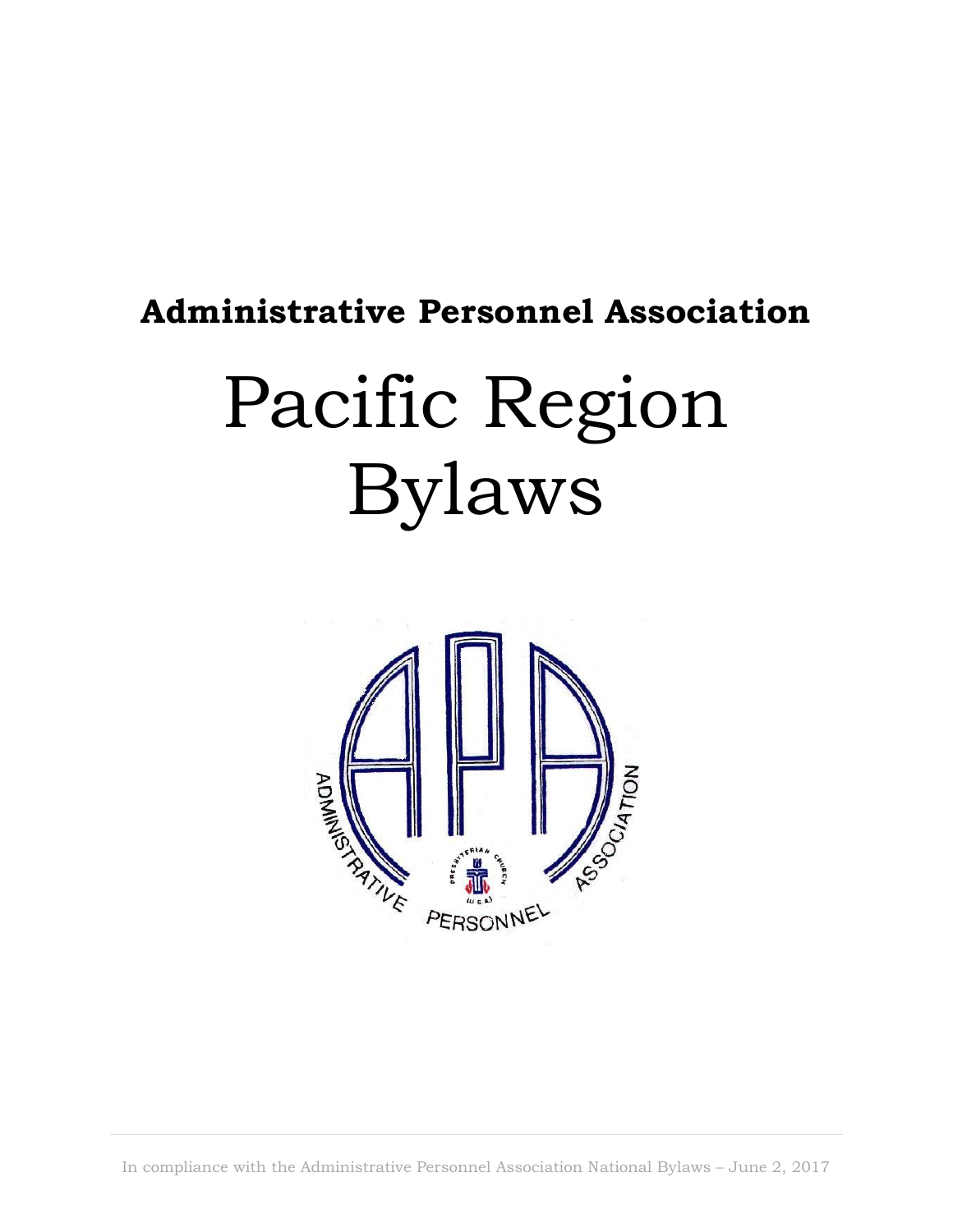**Administrative Personnel Association**

# Pacific Region Bylaws

In compliance with the Administrative Personnel Association National Bylaws – June 2, 2017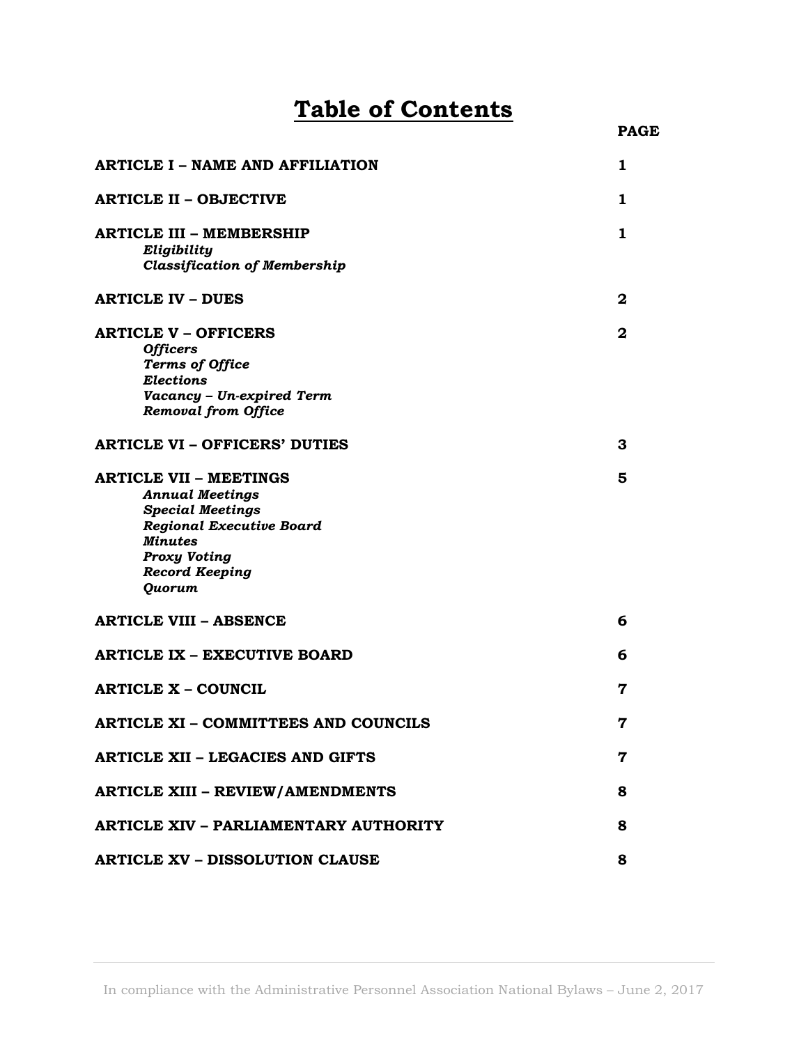# Table of Contents

| | PAGE |
|---|---|
| **ARTICLE I – NAME AND AFFILIATION** | **1** |
| **ARTICLE II – OBJECTIVE** | **1** |
| **ARTICLE III – MEMBERSHIP**<br>***Eligibility***<br>***Classification of Membership*** | **1** |
| **ARTICLE IV – DUES** | **2** |
| **ARTICLE V – OFFICERS**<br>***Officers***<br>***Terms of Office***<br>***Elections***<br>***Vacancy – Un-expired Term***<br>***Removal from Office*** | **2** |
| **ARTICLE VI – OFFICERS' DUTIES** | **3** |
| **ARTICLE VII – MEETINGS**<br>***Annual Meetings***<br>***Special Meetings***<br>***Regional Executive Board***<br>***Minutes***<br>***Proxy Voting***<br>***Record Keeping***<br>***Quorum*** | **5** |
| **ARTICLE VIII – ABSENCE** | **6** |
| **ARTICLE IX – EXECUTIVE BOARD** | **6** |
| **ARTICLE X – COUNCIL** | **7** |
| **ARTICLE XI – COMMITTEES AND COUNCILS** | **7** |
| **ARTICLE XII – LEGACIES AND GIFTS** | **7** |
| **ARTICLE XIII – REVIEW/AMENDMENTS** | **8** |
| **ARTICLE XIV – PARLIAMENTARY AUTHORITY** | **8** |
| **ARTICLE XV – DISSOLUTION CLAUSE** | **8** |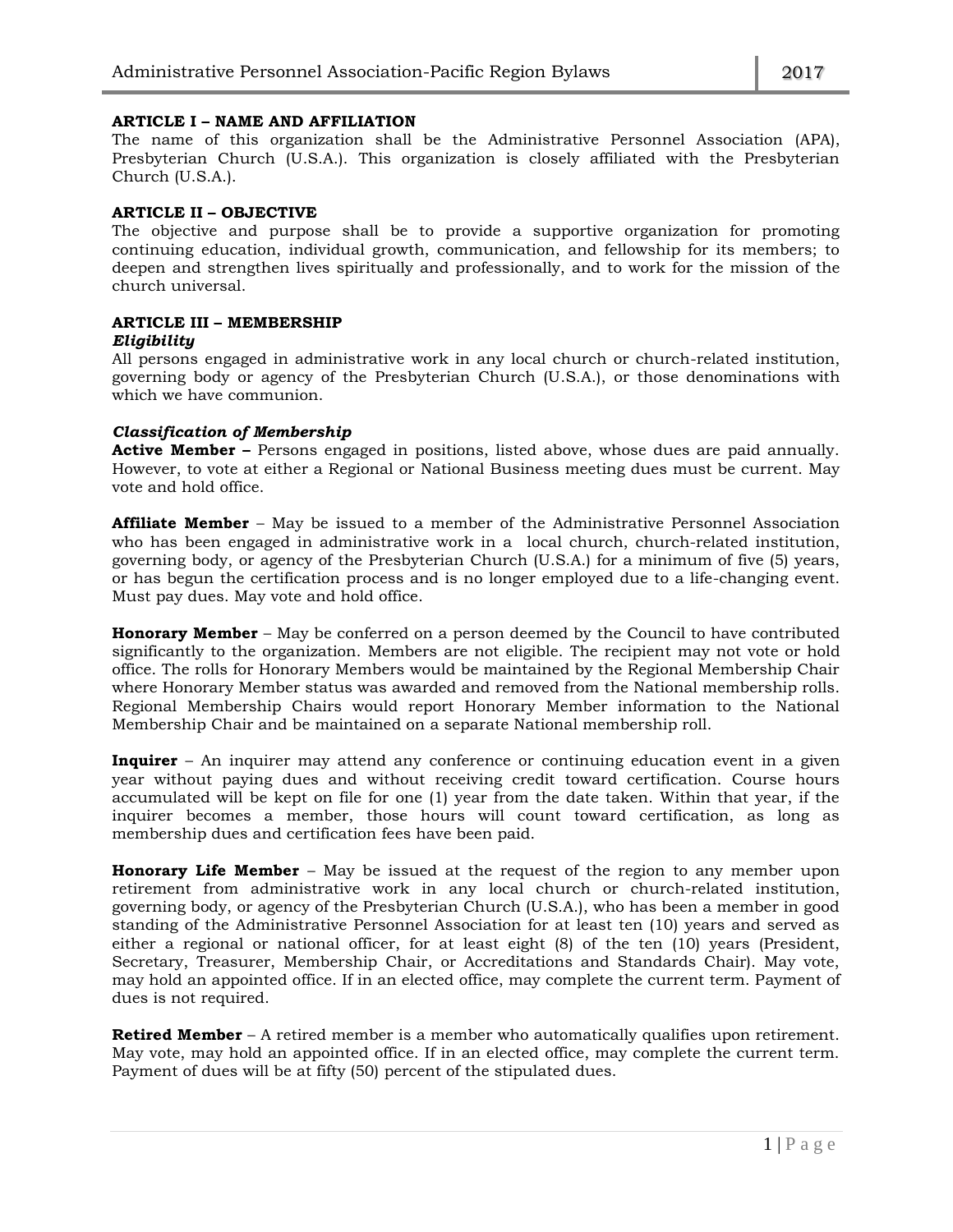## ARTICLE I – NAME AND AFFILIATION

The name of this organization shall be the Administrative Personnel Association (APA), Presbyterian Church (U.S.A.). This organization is closely affiliated with the Presbyterian Church (U.S.A.).

## ARTICLE II – OBJECTIVE

The objective and purpose shall be to provide a supportive organization for promoting continuing education, individual growth, communication, and fellowship for its members; to deepen and strengthen lives spiritually and professionally, and to work for the mission of the church universal.

## ARTICLE III – MEMBERSHIP

### *Eligibility*

All persons engaged in administrative work in any local church or church-related institution, governing body or agency of the Presbyterian Church (U.S.A.), or those denominations with which we have communion.

### *Classification of Membership*

**Active Member –** Persons engaged in positions, listed above, whose dues are paid annually. However, to vote at either a Regional or National Business meeting dues must be current. May vote and hold office.

**Affiliate Member** – May be issued to a member of the Administrative Personnel Association who has been engaged in administrative work in a local church, church-related institution, governing body, or agency of the Presbyterian Church (U.S.A.) for a minimum of five (5) years, or has begun the certification process and is no longer employed due to a life-changing event. Must pay dues. May vote and hold office.

**Honorary Member** – May be conferred on a person deemed by the Council to have contributed significantly to the organization. Members are not eligible. The recipient may not vote or hold office. The rolls for Honorary Members would be maintained by the Regional Membership Chair where Honorary Member status was awarded and removed from the National membership rolls. Regional Membership Chairs would report Honorary Member information to the National Membership Chair and be maintained on a separate National membership roll.

**Inquirer** – An inquirer may attend any conference or continuing education event in a given year without paying dues and without receiving credit toward certification. Course hours accumulated will be kept on file for one (1) year from the date taken. Within that year, if the inquirer becomes a member, those hours will count toward certification, as long as membership dues and certification fees have been paid.

**Honorary Life Member** – May be issued at the request of the region to any member upon retirement from administrative work in any local church or church-related institution, governing body, or agency of the Presbyterian Church (U.S.A.), who has been a member in good standing of the Administrative Personnel Association for at least ten (10) years and served as either a regional or national officer, for at least eight (8) of the ten (10) years (President, Secretary, Treasurer, Membership Chair, or Accreditations and Standards Chair). May vote, may hold an appointed office. If in an elected office, may complete the current term. Payment of dues is not required.

**Retired Member** – A retired member is a member who automatically qualifies upon retirement. May vote, may hold an appointed office. If in an elected office, may complete the current term. Payment of dues will be at fifty (50) percent of the stipulated dues.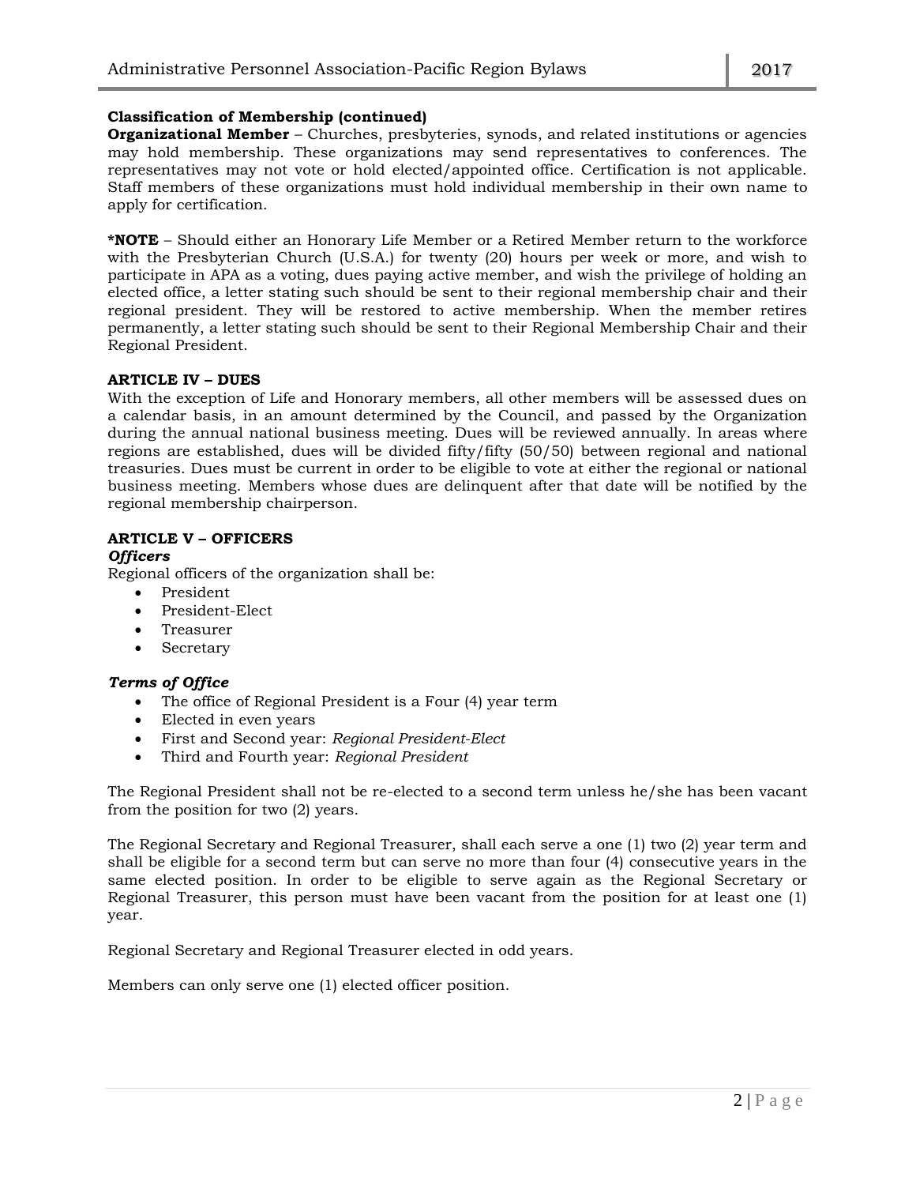**Classification of Membership (continued)**

**Organizational Member** – Churches, presbyteries, synods, and related institutions or agencies may hold membership. These organizations may send representatives to conferences. The representatives may not vote or hold elected/appointed office. Certification is not applicable. Staff members of these organizations must hold individual membership in their own name to apply for certification.

***NOTE** – Should either an Honorary Life Member or a Retired Member return to the workforce with the Presbyterian Church (U.S.A.) for twenty (20) hours per week or more, and wish to participate in APA as a voting, dues paying active member, and wish the privilege of holding an elected office, a letter stating such should be sent to their regional membership chair and their regional president. They will be restored to active membership. When the member retires permanently, a letter stating such should be sent to their Regional Membership Chair and their Regional President.

**ARTICLE IV – DUES**

With the exception of Life and Honorary members, all other members will be assessed dues on a calendar basis, in an amount determined by the Council, and passed by the Organization during the annual national business meeting. Dues will be reviewed annually. In areas where regions are established, dues will be divided fifty/fifty (50/50) between regional and national treasuries. Dues must be current in order to be eligible to vote at either the regional or national business meeting. Members whose dues are delinquent after that date will be notified by the regional membership chairperson.

**ARTICLE V – OFFICERS**

***Officers***

Regional officers of the organization shall be:

- President
- President-Elect
- Treasurer
- Secretary

***Terms of Office***

- The office of Regional President is a Four (4) year term
- Elected in even years
- First and Second year: *Regional President-Elect*
- Third and Fourth year: *Regional President*

The Regional President shall not be re-elected to a second term unless he/she has been vacant from the position for two (2) years.

The Regional Secretary and Regional Treasurer, shall each serve a one (1) two (2) year term and shall be eligible for a second term but can serve no more than four (4) consecutive years in the same elected position. In order to be eligible to serve again as the Regional Secretary or Regional Treasurer, this person must have been vacant from the position for at least one (1) year.

Regional Secretary and Regional Treasurer elected in odd years.

Members can only serve one (1) elected officer position.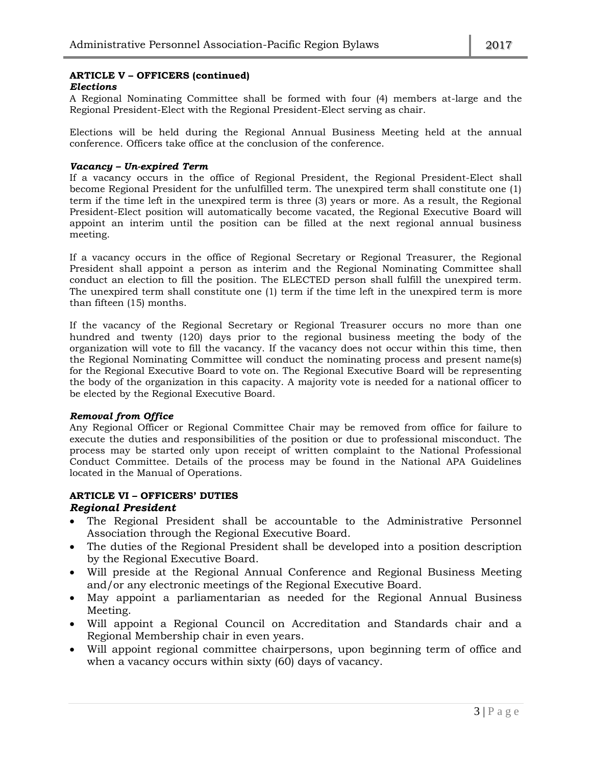**ARTICLE V – OFFICERS (continued)**

***Elections***

A Regional Nominating Committee shall be formed with four (4) members at-large and the Regional President-Elect with the Regional President-Elect serving as chair.

Elections will be held during the Regional Annual Business Meeting held at the annual conference. Officers take office at the conclusion of the conference.

***Vacancy – Un-expired Term***

If a vacancy occurs in the office of Regional President, the Regional President-Elect shall become Regional President for the unfulfilled term. The unexpired term shall constitute one (1) term if the time left in the unexpired term is three (3) years or more. As a result, the Regional President-Elect position will automatically become vacated, the Regional Executive Board will appoint an interim until the position can be filled at the next regional annual business meeting.

If a vacancy occurs in the office of Regional Secretary or Regional Treasurer, the Regional President shall appoint a person as interim and the Regional Nominating Committee shall conduct an election to fill the position. The ELECTED person shall fulfill the unexpired term. The unexpired term shall constitute one (1) term if the time left in the unexpired term is more than fifteen (15) months.

If the vacancy of the Regional Secretary or Regional Treasurer occurs no more than one hundred and twenty (120) days prior to the regional business meeting the body of the organization will vote to fill the vacancy. If the vacancy does not occur within this time, then the Regional Nominating Committee will conduct the nominating process and present name(s) for the Regional Executive Board to vote on. The Regional Executive Board will be representing the body of the organization in this capacity. A majority vote is needed for a national officer to be elected by the Regional Executive Board.

***Removal from Office***

Any Regional Officer or Regional Committee Chair may be removed from office for failure to execute the duties and responsibilities of the position or due to professional misconduct. The process may be started only upon receipt of written complaint to the National Professional Conduct Committee. Details of the process may be found in the National APA Guidelines located in the Manual of Operations.

**ARTICLE VI – OFFICERS' DUTIES**

***Regional President***

- The Regional President shall be accountable to the Administrative Personnel Association through the Regional Executive Board.
- The duties of the Regional President shall be developed into a position description by the Regional Executive Board.
- Will preside at the Regional Annual Conference and Regional Business Meeting and/or any electronic meetings of the Regional Executive Board.
- May appoint a parliamentarian as needed for the Regional Annual Business Meeting.
- Will appoint a Regional Council on Accreditation and Standards chair and a Regional Membership chair in even years.
- Will appoint regional committee chairpersons, upon beginning term of office and when a vacancy occurs within sixty (60) days of vacancy.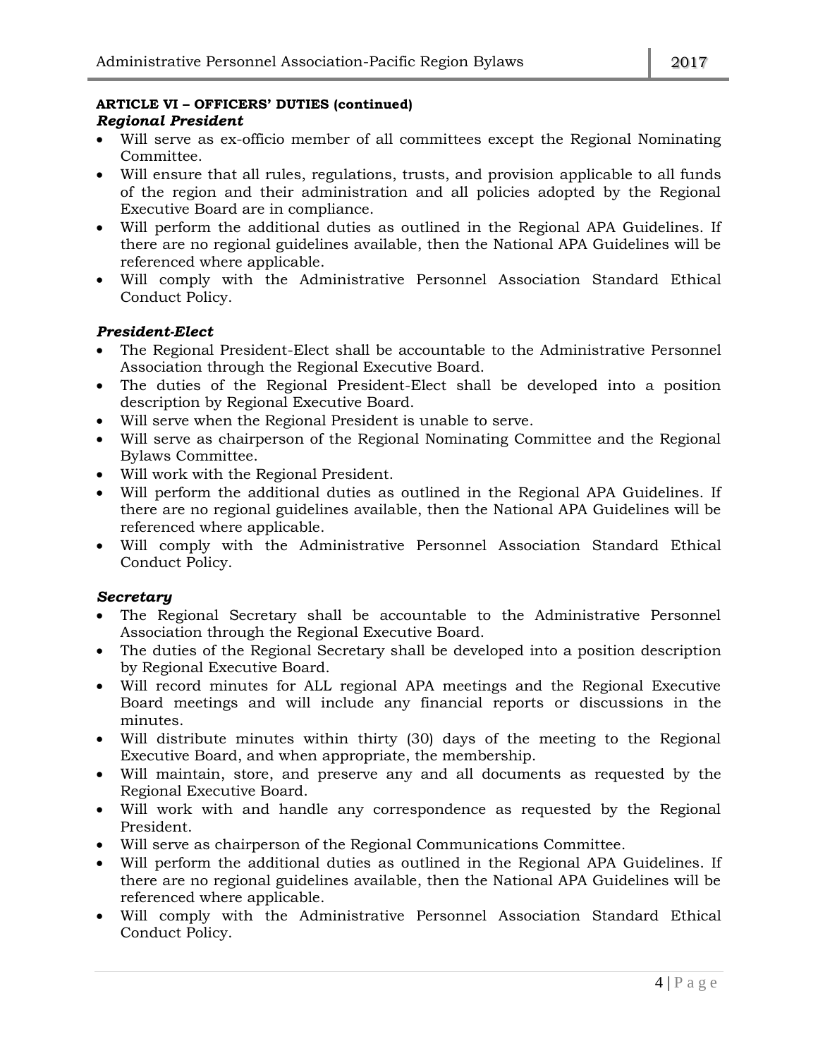**ARTICLE VI – OFFICERS' DUTIES (continued)**

***Regional President***

- Will serve as ex-officio member of all committees except the Regional Nominating Committee.
- Will ensure that all rules, regulations, trusts, and provision applicable to all funds of the region and their administration and all policies adopted by the Regional Executive Board are in compliance.
- Will perform the additional duties as outlined in the Regional APA Guidelines. If there are no regional guidelines available, then the National APA Guidelines will be referenced where applicable.
- Will comply with the Administrative Personnel Association Standard Ethical Conduct Policy.

***President-Elect***

- The Regional President-Elect shall be accountable to the Administrative Personnel Association through the Regional Executive Board.
- The duties of the Regional President-Elect shall be developed into a position description by Regional Executive Board.
- Will serve when the Regional President is unable to serve.
- Will serve as chairperson of the Regional Nominating Committee and the Regional Bylaws Committee.
- Will work with the Regional President.
- Will perform the additional duties as outlined in the Regional APA Guidelines. If there are no regional guidelines available, then the National APA Guidelines will be referenced where applicable.
- Will comply with the Administrative Personnel Association Standard Ethical Conduct Policy.

***Secretary***

- The Regional Secretary shall be accountable to the Administrative Personnel Association through the Regional Executive Board.
- The duties of the Regional Secretary shall be developed into a position description by Regional Executive Board.
- Will record minutes for ALL regional APA meetings and the Regional Executive Board meetings and will include any financial reports or discussions in the minutes.
- Will distribute minutes within thirty (30) days of the meeting to the Regional Executive Board, and when appropriate, the membership.
- Will maintain, store, and preserve any and all documents as requested by the Regional Executive Board.
- Will work with and handle any correspondence as requested by the Regional President.
- Will serve as chairperson of the Regional Communications Committee.
- Will perform the additional duties as outlined in the Regional APA Guidelines. If there are no regional guidelines available, then the National APA Guidelines will be referenced where applicable.
- Will comply with the Administrative Personnel Association Standard Ethical Conduct Policy.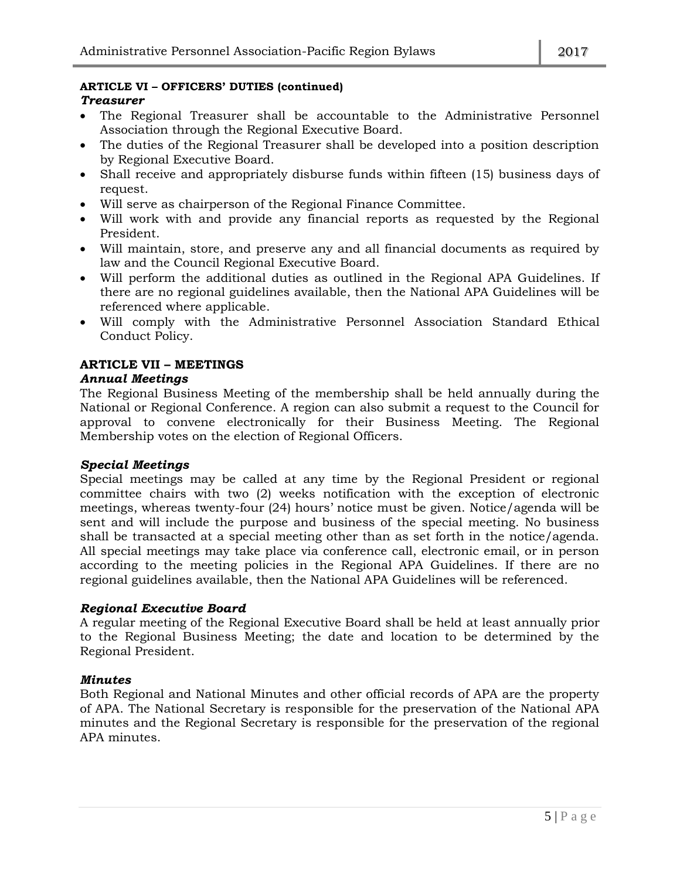**ARTICLE VI – OFFICERS' DUTIES (continued)**

***Treasurer***

- The Regional Treasurer shall be accountable to the Administrative Personnel Association through the Regional Executive Board.
- The duties of the Regional Treasurer shall be developed into a position description by Regional Executive Board.
- Shall receive and appropriately disburse funds within fifteen (15) business days of request.
- Will serve as chairperson of the Regional Finance Committee.
- Will work with and provide any financial reports as requested by the Regional President.
- Will maintain, store, and preserve any and all financial documents as required by law and the Council Regional Executive Board.
- Will perform the additional duties as outlined in the Regional APA Guidelines. If there are no regional guidelines available, then the National APA Guidelines will be referenced where applicable.
- Will comply with the Administrative Personnel Association Standard Ethical Conduct Policy.

## ARTICLE VII – MEETINGS

***Annual Meetings***

The Regional Business Meeting of the membership shall be held annually during the National or Regional Conference. A region can also submit a request to the Council for approval to convene electronically for their Business Meeting. The Regional Membership votes on the election of Regional Officers.

***Special Meetings***

Special meetings may be called at any time by the Regional President or regional committee chairs with two (2) weeks notification with the exception of electronic meetings, whereas twenty-four (24) hours' notice must be given. Notice/agenda will be sent and will include the purpose and business of the special meeting. No business shall be transacted at a special meeting other than as set forth in the notice/agenda. All special meetings may take place via conference call, electronic email, or in person according to the meeting policies in the Regional APA Guidelines. If there are no regional guidelines available, then the National APA Guidelines will be referenced.

***Regional Executive Board***

A regular meeting of the Regional Executive Board shall be held at least annually prior to the Regional Business Meeting; the date and location to be determined by the Regional President.

***Minutes***

Both Regional and National Minutes and other official records of APA are the property of APA. The National Secretary is responsible for the preservation of the National APA minutes and the Regional Secretary is responsible for the preservation of the regional APA minutes.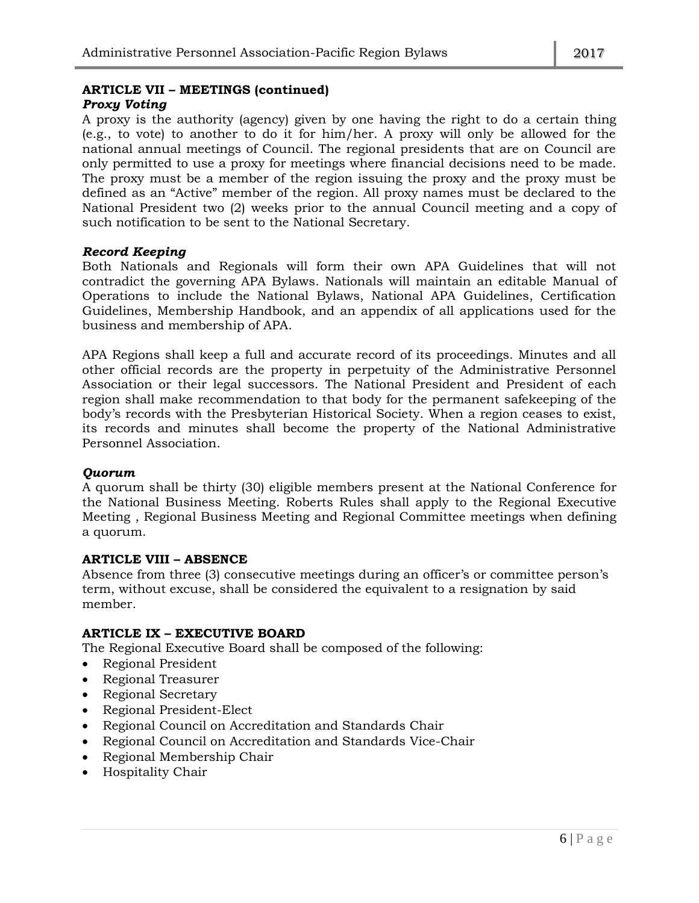## ARTICLE VII – MEETINGS (continued)

### *Proxy Voting*

A proxy is the authority (agency) given by one having the right to do a certain thing (e.g., to vote) to another to do it for him/her. A proxy will only be allowed for the national annual meetings of Council. The regional presidents that are on Council are only permitted to use a proxy for meetings where financial decisions need to be made. The proxy must be a member of the region issuing the proxy and the proxy must be defined as an "Active" member of the region. All proxy names must be declared to the National President two (2) weeks prior to the annual Council meeting and a copy of such notification to be sent to the National Secretary.

### *Record Keeping*

Both Nationals and Regionals will form their own APA Guidelines that will not contradict the governing APA Bylaws. Nationals will maintain an editable Manual of Operations to include the National Bylaws, National APA Guidelines, Certification Guidelines, Membership Handbook, and an appendix of all applications used for the business and membership of APA.

APA Regions shall keep a full and accurate record of its proceedings. Minutes and all other official records are the property in perpetuity of the Administrative Personnel Association or their legal successors. The National President and President of each region shall make recommendation to that body for the permanent safekeeping of the body's records with the Presbyterian Historical Society. When a region ceases to exist, its records and minutes shall become the property of the National Administrative Personnel Association.

### *Quorum*

A quorum shall be thirty (30) eligible members present at the National Conference for the National Business Meeting. Roberts Rules shall apply to the Regional Executive Meeting , Regional Business Meeting and Regional Committee meetings when defining a quorum.

## ARTICLE VIII – ABSENCE

Absence from three (3) consecutive meetings during an officer's or committee person's term, without excuse, shall be considered the equivalent to a resignation by said member.

## ARTICLE IX – EXECUTIVE BOARD

The Regional Executive Board shall be composed of the following:

- Regional President
- Regional Treasurer
- Regional Secretary
- Regional President-Elect
- Regional Council on Accreditation and Standards Chair
- Regional Council on Accreditation and Standards Vice-Chair
- Regional Membership Chair
- Hospitality Chair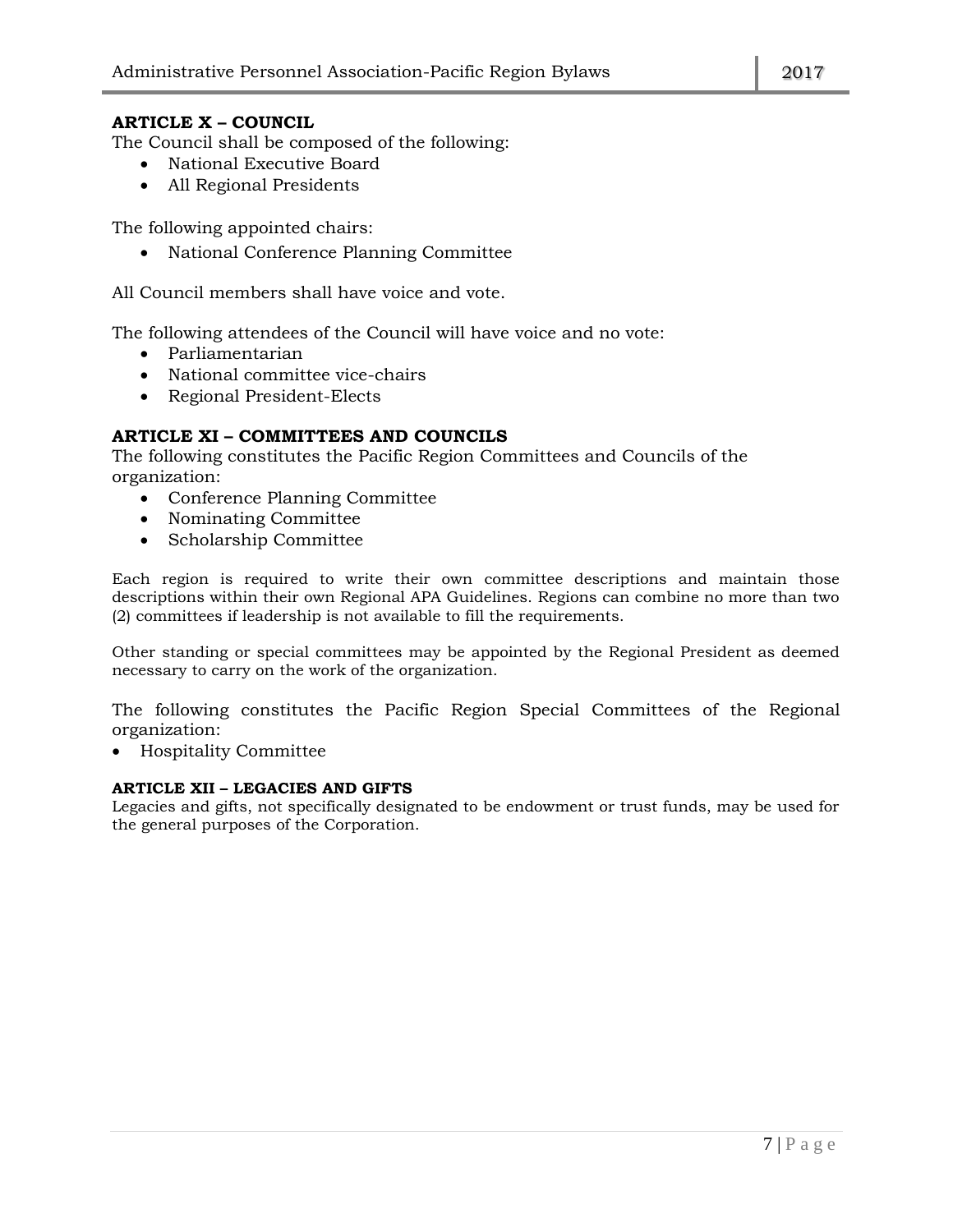## ARTICLE X – COUNCIL

The Council shall be composed of the following:

- National Executive Board
- All Regional Presidents

The following appointed chairs:

- National Conference Planning Committee

All Council members shall have voice and vote.

The following attendees of the Council will have voice and no vote:

- Parliamentarian
- National committee vice-chairs
- Regional President-Elects

## ARTICLE XI – COMMITTEES AND COUNCILS

The following constitutes the Pacific Region Committees and Councils of the organization:

- Conference Planning Committee
- Nominating Committee
- Scholarship Committee

Each region is required to write their own committee descriptions and maintain those descriptions within their own Regional APA Guidelines. Regions can combine no more than two (2) committees if leadership is not available to fill the requirements.

Other standing or special committees may be appointed by the Regional President as deemed necessary to carry on the work of the organization.

The following constitutes the Pacific Region Special Committees of the Regional organization:

- Hospitality Committee

## ARTICLE XII – LEGACIES AND GIFTS

Legacies and gifts, not specifically designated to be endowment or trust funds, may be used for the general purposes of the Corporation.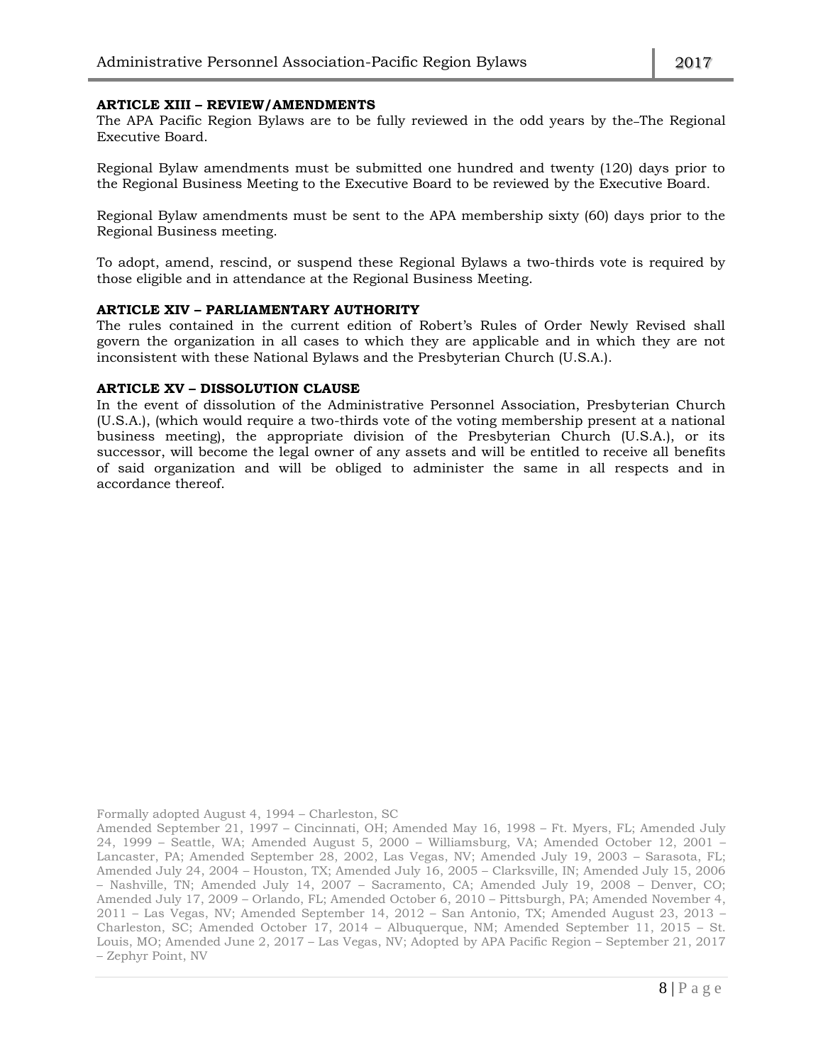**ARTICLE XIII – REVIEW/AMENDMENTS**

The APA Pacific Region Bylaws are to be fully reviewed in the odd years by the The Regional Executive Board.

Regional Bylaw amendments must be submitted one hundred and twenty (120) days prior to the Regional Business Meeting to the Executive Board to be reviewed by the Executive Board.

Regional Bylaw amendments must be sent to the APA membership sixty (60) days prior to the Regional Business meeting.

To adopt, amend, rescind, or suspend these Regional Bylaws a two-thirds vote is required by those eligible and in attendance at the Regional Business Meeting.

**ARTICLE XIV – PARLIAMENTARY AUTHORITY**

The rules contained in the current edition of Robert's Rules of Order Newly Revised shall govern the organization in all cases to which they are applicable and in which they are not inconsistent with these National Bylaws and the Presbyterian Church (U.S.A.).

**ARTICLE XV – DISSOLUTION CLAUSE**

In the event of dissolution of the Administrative Personnel Association, Presbyterian Church (U.S.A.), (which would require a two-thirds vote of the voting membership present at a national business meeting), the appropriate division of the Presbyterian Church (U.S.A.), or its successor, will become the legal owner of any assets and will be entitled to receive all benefits of said organization and will be obliged to administer the same in all respects and in accordance thereof.

Formally adopted August 4, 1994 – Charleston, SC

Amended September 21, 1997 – Cincinnati, OH; Amended May 16, 1998 – Ft. Myers, FL; Amended July 24, 1999 – Seattle, WA; Amended August 5, 2000 – Williamsburg, VA; Amended October 12, 2001 – Lancaster, PA; Amended September 28, 2002, Las Vegas, NV; Amended July 19, 2003 – Sarasota, FL; Amended July 24, 2004 – Houston, TX; Amended July 16, 2005 – Clarksville, IN; Amended July 15, 2006 – Nashville, TN; Amended July 14, 2007 – Sacramento, CA; Amended July 19, 2008 – Denver, CO; Amended July 17, 2009 – Orlando, FL; Amended October 6, 2010 – Pittsburgh, PA; Amended November 4, 2011 – Las Vegas, NV; Amended September 14, 2012 – San Antonio, TX; Amended August 23, 2013 – Charleston, SC; Amended October 17, 2014 – Albuquerque, NM; Amended September 11, 2015 – St. Louis, MO; Amended June 2, 2017 – Las Vegas, NV; Adopted by APA Pacific Region – September 21, 2017 – Zephyr Point, NV